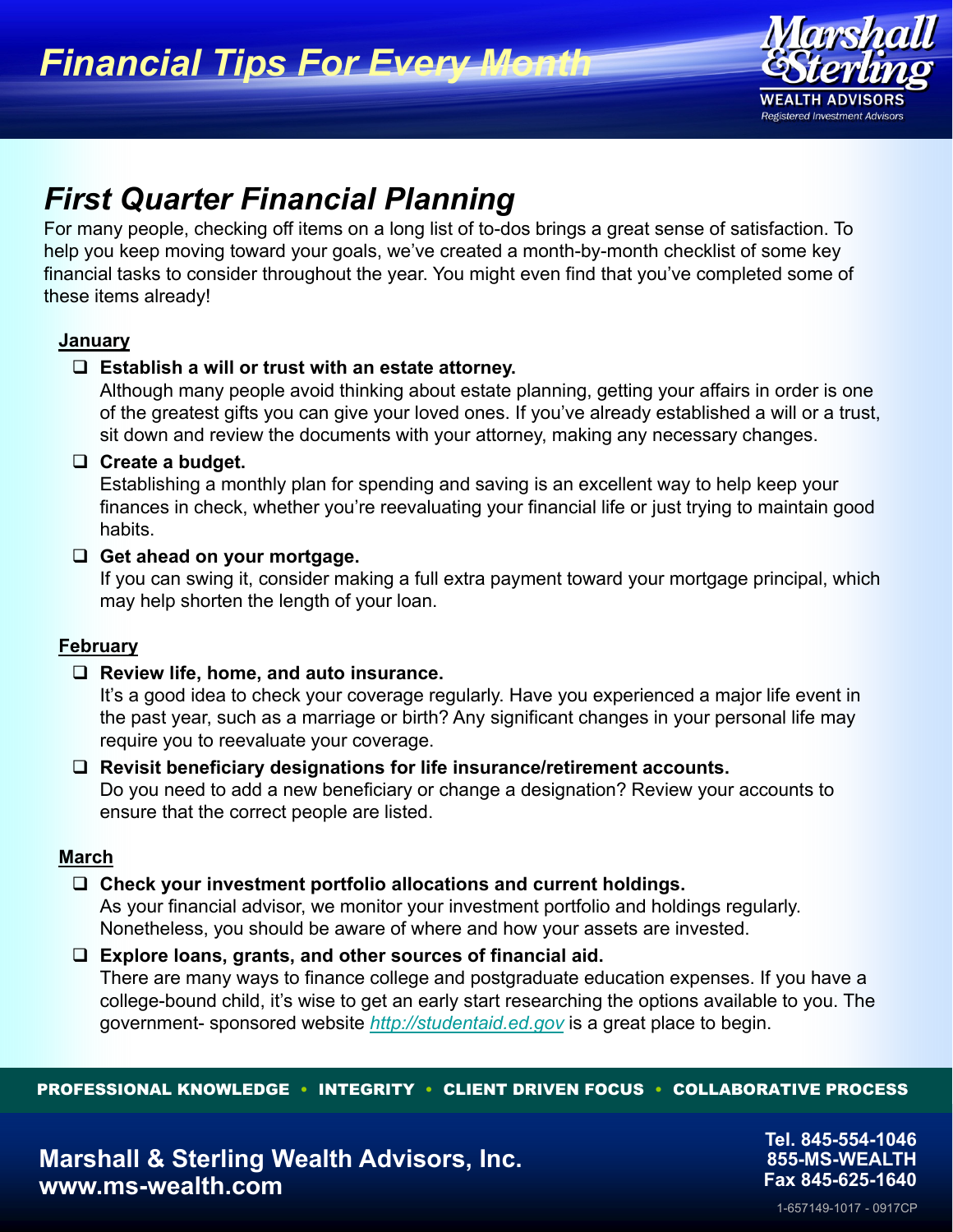# Financial Tips For Every Month

Marshall & Sterling
WEALTH ADVISORS
*Registered Investment Advisors*

## *First Quarter Financial Planning*

For many people, checking off items on a long list of to-dos brings a great sense of satisfaction. To help you keep moving toward your goals, we've created a month-by-month checklist of some key financial tasks to consider throughout the year. You might even find that you've completed some of these items already!

### January

- ☐ **Establish a will or trust with an estate attorney.**
  Although many people avoid thinking about estate planning, getting your affairs in order is one of the greatest gifts you can give your loved ones. If you've already established a will or a trust, sit down and review the documents with your attorney, making any necessary changes.
- ☐ **Create a budget.**
  Establishing a monthly plan for spending and saving is an excellent way to help keep your finances in check, whether you're reevaluating your financial life or just trying to maintain good habits.
- ☐ **Get ahead on your mortgage.**
  If you can swing it, consider making a full extra payment toward your mortgage principal, which may help shorten the length of your loan.

### February

- ☐ **Review life, home, and auto insurance.**
  It's a good idea to check your coverage regularly. Have you experienced a major life event in the past year, such as a marriage or birth? Any significant changes in your personal life may require you to reevaluate your coverage.
- ☐ **Revisit beneficiary designations for life insurance/retirement accounts.**
  Do you need to add a new beneficiary or change a designation? Review your accounts to ensure that the correct people are listed.

### March

- ☐ **Check your investment portfolio allocations and current holdings.**
  As your financial advisor, we monitor your investment portfolio and holdings regularly. Nonetheless, you should be aware of where and how your assets are invested.
- ☐ **Explore loans, grants, and other sources of financial aid.**
  There are many ways to finance college and postgraduate education expenses. If you have a college-bound child, it's wise to get an early start researching the options available to you. The government- sponsored website *http://studentaid.ed.gov* is a great place to begin.

**PROFESSIONAL KNOWLEDGE • INTEGRITY • CLIENT DRIVEN FOCUS • COLLABORATIVE PROCESS**

**Marshall & Sterling Wealth Advisors, Inc.**
**www.ms-wealth.com**

**Tel. 845-554-1046**
**855-MS-WEALTH**
**Fax 845-625-1640**

1-657149-1017 - 0917CP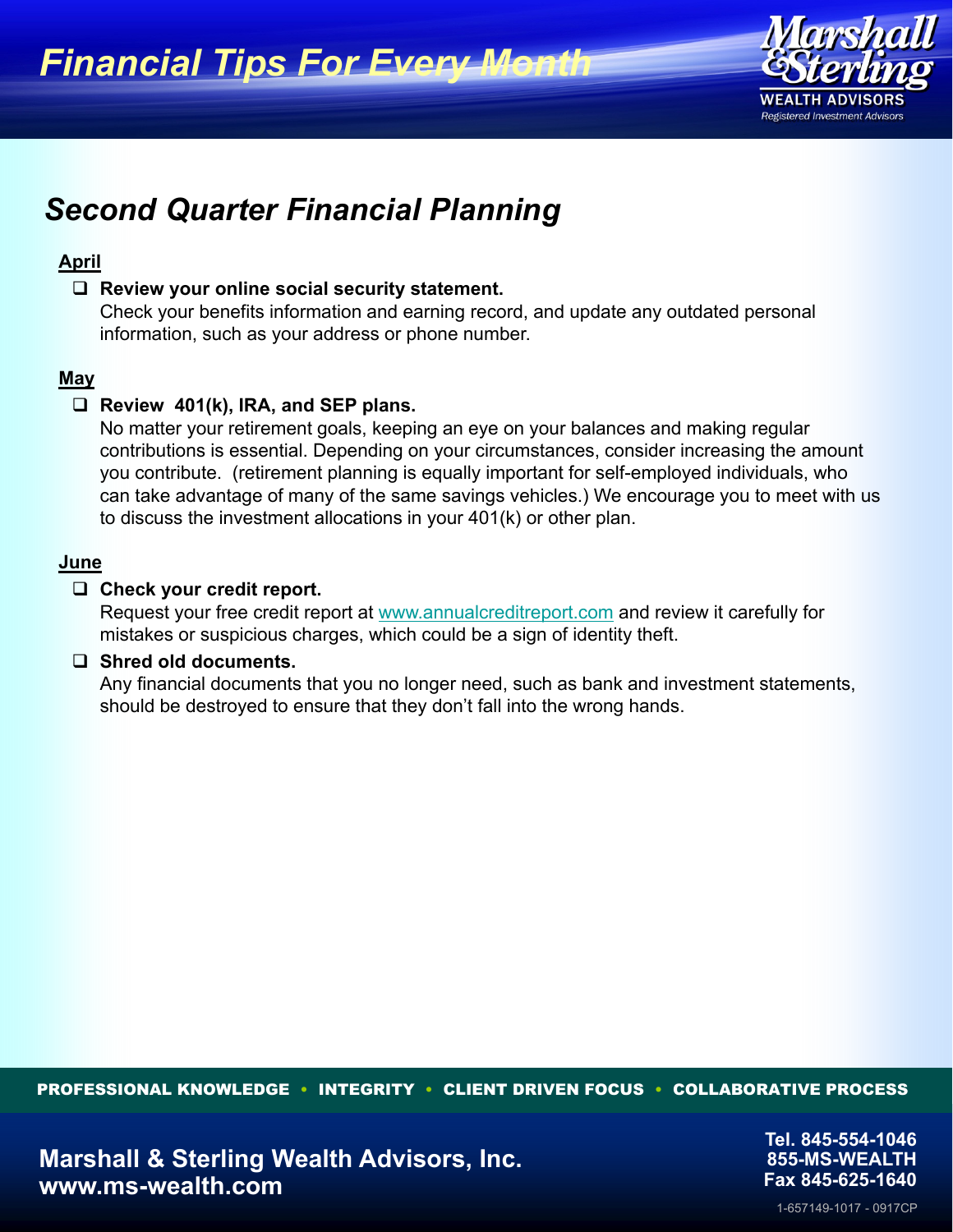# Second Quarter Financial Planning

**April**

- **Review your online social security statement.**
  Check your benefits information and earning record, and update any outdated personal information, such as your address or phone number.

**May**

- **Review 401(k), IRA, and SEP plans.**
  No matter your retirement goals, keeping an eye on your balances and making regular contributions is essential. Depending on your circumstances, consider increasing the amount you contribute. (retirement planning is equally important for self-employed individuals, who can take advantage of many of the same savings vehicles.) We encourage you to meet with us to discuss the investment allocations in your 401(k) or other plan.

**June**

- **Check your credit report.**
  Request your free credit report at www.annualcreditreport.com and review it carefully for mistakes or suspicious charges, which could be a sign of identity theft.
- **Shred old documents.**
  Any financial documents that you no longer need, such as bank and investment statements, should be destroyed to ensure that they don't fall into the wrong hands.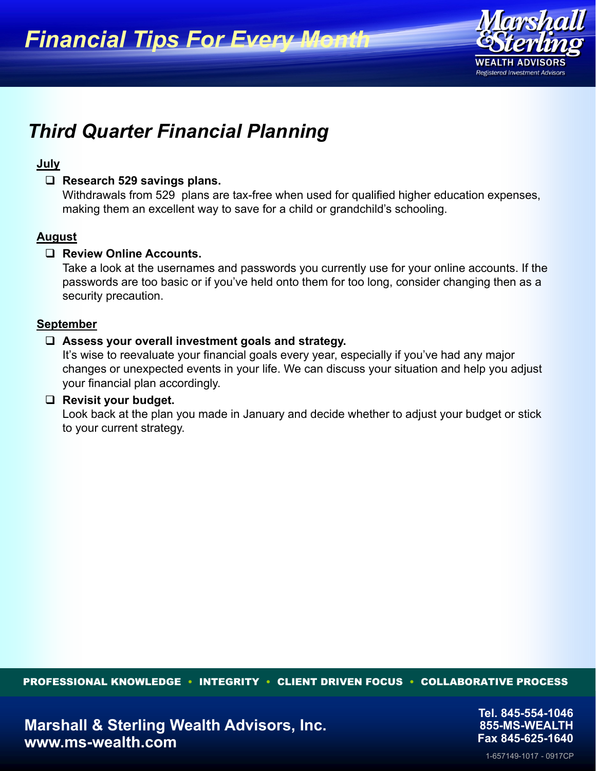## Third Quarter Financial Planning

**July**

- ☐ **Research 529 savings plans.**
  Withdrawals from 529 plans are tax-free when used for qualified higher education expenses, making them an excellent way to save for a child or grandchild's schooling.

**August**

- ☐ **Review Online Accounts.**
  Take a look at the usernames and passwords you currently use for your online accounts. If the passwords are too basic or if you've held onto them for too long, consider changing then as a security precaution.

**September**

- ☐ **Assess your overall investment goals and strategy.**
  It's wise to reevaluate your financial goals every year, especially if you've had any major changes or unexpected events in your life. We can discuss your situation and help you adjust your financial plan accordingly.
- ☐ **Revisit your budget.**
  Look back at the plan you made in January and decide whether to adjust your budget or stick to your current strategy.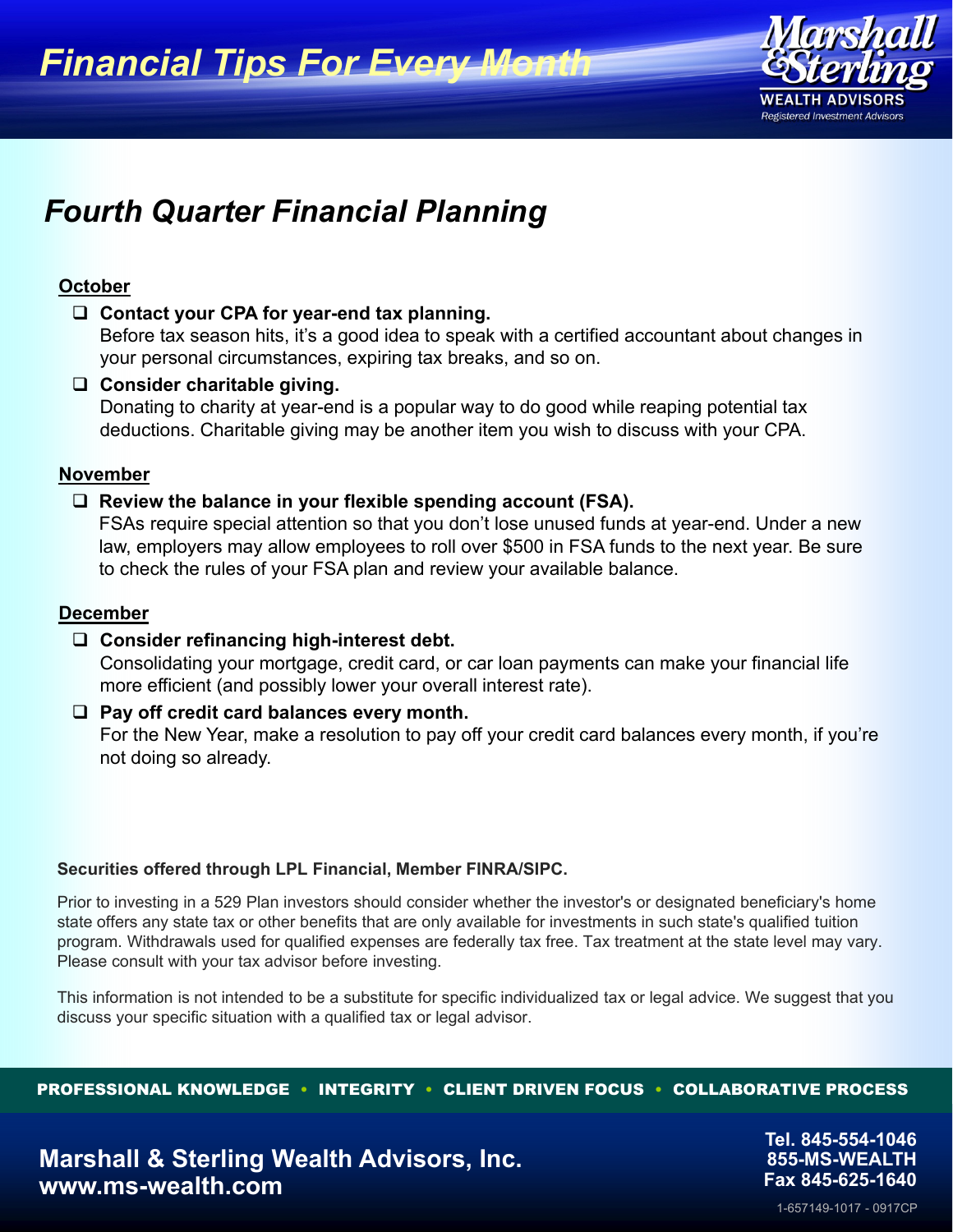# Financial Tips For Every Month

Marshall & Sterling WEALTH ADVISORS Registered Investment Advisors

## *Fourth Quarter Financial Planning*

**October**

- ☐ **Contact your CPA for year-end tax planning.**
  Before tax season hits, it's a good idea to speak with a certified accountant about changes in your personal circumstances, expiring tax breaks, and so on.
- ☐ **Consider charitable giving.**
  Donating to charity at year-end is a popular way to do good while reaping potential tax deductions. Charitable giving may be another item you wish to discuss with your CPA.

**November**

- ☐ **Review the balance in your flexible spending account (FSA).**
  FSAs require special attention so that you don't lose unused funds at year-end. Under a new law, employers may allow employees to roll over $500 in FSA funds to the next year. Be sure to check the rules of your FSA plan and review your available balance.

**December**

- ☐ **Consider refinancing high-interest debt.**
  Consolidating your mortgage, credit card, or car loan payments can make your financial life more efficient (and possibly lower your overall interest rate).
- ☐ **Pay off credit card balances every month.**
  For the New Year, make a resolution to pay off your credit card balances every month, if you're not doing so already.

**Securities offered through LPL Financial, Member FINRA/SIPC.**

Prior to investing in a 529 Plan investors should consider whether the investor's or designated beneficiary's home state offers any state tax or other benefits that are only available for investments in such state's qualified tuition program. Withdrawals used for qualified expenses are federally tax free. Tax treatment at the state level may vary. Please consult with your tax advisor before investing.

This information is not intended to be a substitute for specific individualized tax or legal advice. We suggest that you discuss your specific situation with a qualified tax or legal advisor.

PROFESSIONAL KNOWLEDGE • INTEGRITY • CLIENT DRIVEN FOCUS • COLLABORATIVE PROCESS

**Marshall & Sterling Wealth Advisors, Inc.**
**www.ms-wealth.com**

**Tel. 845-554-1046**
**855-MS-WEALTH**
**Fax 845-625-1640**

1-657149-1017 - 0917CP